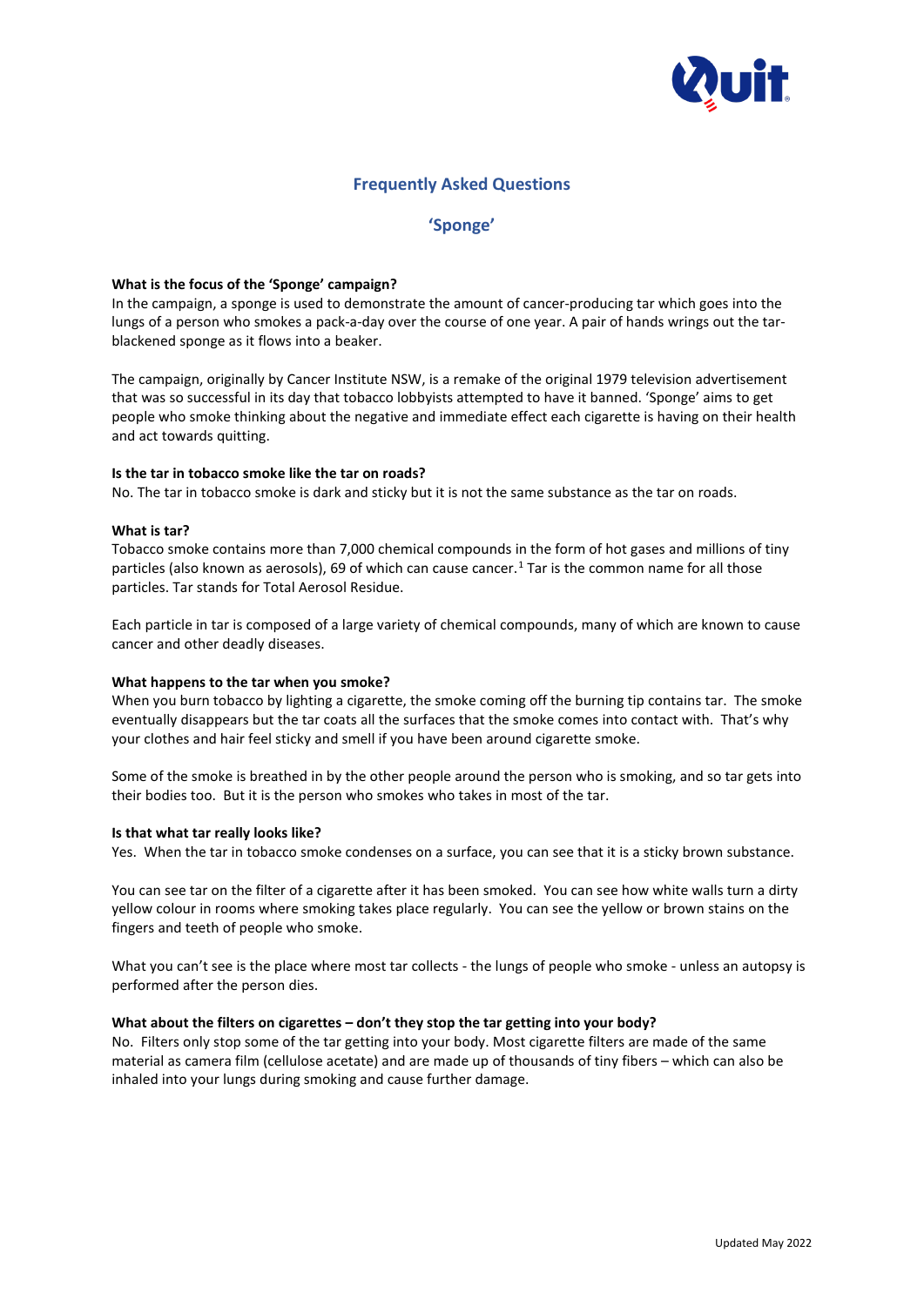# Frequently Asked Questions

## 'Sponge'

**What is the focus of the 'Sponge' campaign?**

In the campaign, a sponge is used to demonstrate the amount of cancer-producing tar which goes into the lungs of a person who smokes a pack-a-day over the course of one year. A pair of hands wrings out the tar-blackened sponge as it flows into a beaker.

The campaign, originally by Cancer Institute NSW, is a remake of the original 1979 television advertisement that was so successful in its day that tobacco lobbyists attempted to have it banned. 'Sponge' aims to get people who smoke thinking about the negative and immediate effect each cigarette is having on their health and act towards quitting.

**Is the tar in tobacco smoke like the tar on roads?**

No. The tar in tobacco smoke is dark and sticky but it is not the same substance as the tar on roads.

**What is tar?**

Tobacco smoke contains more than 7,000 chemical compounds in the form of hot gases and millions of tiny particles (also known as aerosols), 69 of which can cause cancer.[1] Tar is the common name for all those particles. Tar stands for Total Aerosol Residue.

Each particle in tar is composed of a large variety of chemical compounds, many of which are known to cause cancer and other deadly diseases.

**What happens to the tar when you smoke?**

When you burn tobacco by lighting a cigarette, the smoke coming off the burning tip contains tar. The smoke eventually disappears but the tar coats all the surfaces that the smoke comes into contact with. That's why your clothes and hair feel sticky and smell if you have been around cigarette smoke.

Some of the smoke is breathed in by the other people around the person who is smoking, and so tar gets into their bodies too. But it is the person who smokes who takes in most of the tar.

**Is that what tar really looks like?**

Yes. When the tar in tobacco smoke condenses on a surface, you can see that it is a sticky brown substance.

You can see tar on the filter of a cigarette after it has been smoked. You can see how white walls turn a dirty yellow colour in rooms where smoking takes place regularly. You can see the yellow or brown stains on the fingers and teeth of people who smoke.

What you can't see is the place where most tar collects - the lungs of people who smoke - unless an autopsy is performed after the person dies.

**What about the filters on cigarettes – don't they stop the tar getting into your body?**

No. Filters only stop some of the tar getting into your body. Most cigarette filters are made of the same material as camera film (cellulose acetate) and are made up of thousands of tiny fibers – which can also be inhaled into your lungs during smoking and cause further damage.

Updated May 2022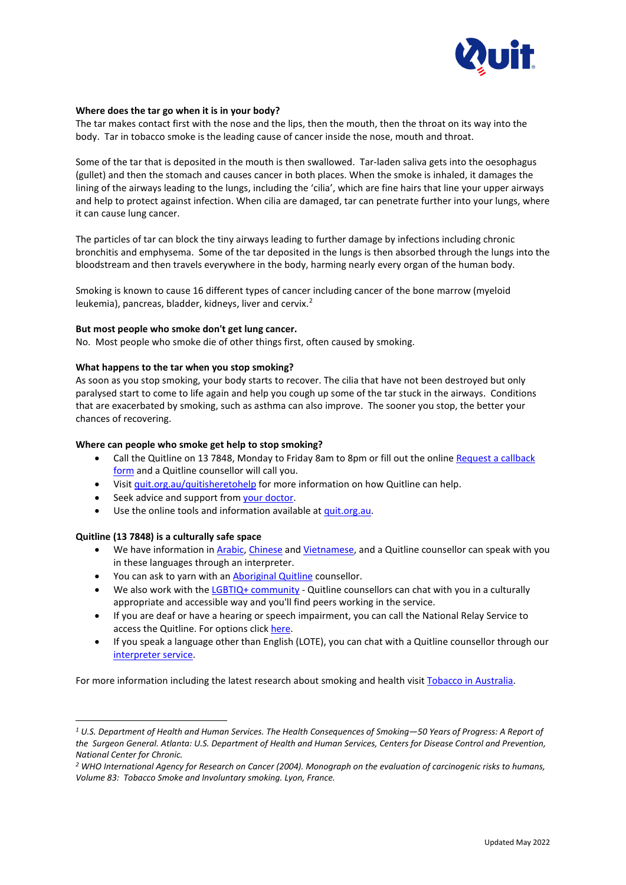**Where does the tar go when it is in your body?**

The tar makes contact first with the nose and the lips, then the mouth, then the throat on its way into the body. Tar in tobacco smoke is the leading cause of cancer inside the nose, mouth and throat.

Some of the tar that is deposited in the mouth is then swallowed. Tar-laden saliva gets into the oesophagus (gullet) and then the stomach and causes cancer in both places. When the smoke is inhaled, it damages the lining of the airways leading to the lungs, including the 'cilia', which are fine hairs that line your upper airways and help to protect against infection. When cilia are damaged, tar can penetrate further into your lungs, where it can cause lung cancer.

The particles of tar can block the tiny airways leading to further damage by infections including chronic bronchitis and emphysema. Some of the tar deposited in the lungs is then absorbed through the lungs into the bloodstream and then travels everywhere in the body, harming nearly every organ of the human body.

Smoking is known to cause 16 different types of cancer including cancer of the bone marrow (myeloid leukemia), pancreas, bladder, kidneys, liver and cervix.[2]

**But most people who smoke don't get lung cancer.**

No. Most people who smoke die of other things first, often caused by smoking.

**What happens to the tar when you stop smoking?**

As soon as you stop smoking, your body starts to recover. The cilia that have not been destroyed but only paralysed start to come to life again and help you cough up some of the tar stuck in the airways. Conditions that are exacerbated by smoking, such as asthma can also improve. The sooner you stop, the better your chances of recovering.

**Where can people who smoke get help to stop smoking?**

- Call the Quitline on 13 7848, Monday to Friday 8am to 8pm or fill out the online Request a callback form and a Quitline counsellor will call you.
- Visit quit.org.au/quitisheretohelp for more information on how Quitline can help.
- Seek advice and support from your doctor.
- Use the online tools and information available at quit.org.au.

**Quitline (13 7848) is a culturally safe space**

- We have information in Arabic, Chinese and Vietnamese, and a Quitline counsellor can speak with you in these languages through an interpreter.
- You can ask to yarn with an Aboriginal Quitline counsellor.
- We also work with the LGBTIQ+ community - Quitline counsellors can chat with you in a culturally appropriate and accessible way and you'll find peers working in the service.
- If you are deaf or have a hearing or speech impairment, you can call the National Relay Service to access the Quitline. For options click here.
- If you speak a language other than English (LOTE), you can chat with a Quitline counsellor through our interpreter service.

For more information including the latest research about smoking and health visit Tobacco in Australia.

---

*[1] U.S. Department of Health and Human Services. The Health Consequences of Smoking—50 Years of Progress: A Report of the Surgeon General. Atlanta: U.S. Department of Health and Human Services, Centers for Disease Control and Prevention, National Center for Chronic.*

*[2] WHO International Agency for Research on Cancer (2004). Monograph on the evaluation of carcinogenic risks to humans, Volume 83: Tobacco Smoke and Involuntary smoking. Lyon, France.*

Updated May 2022